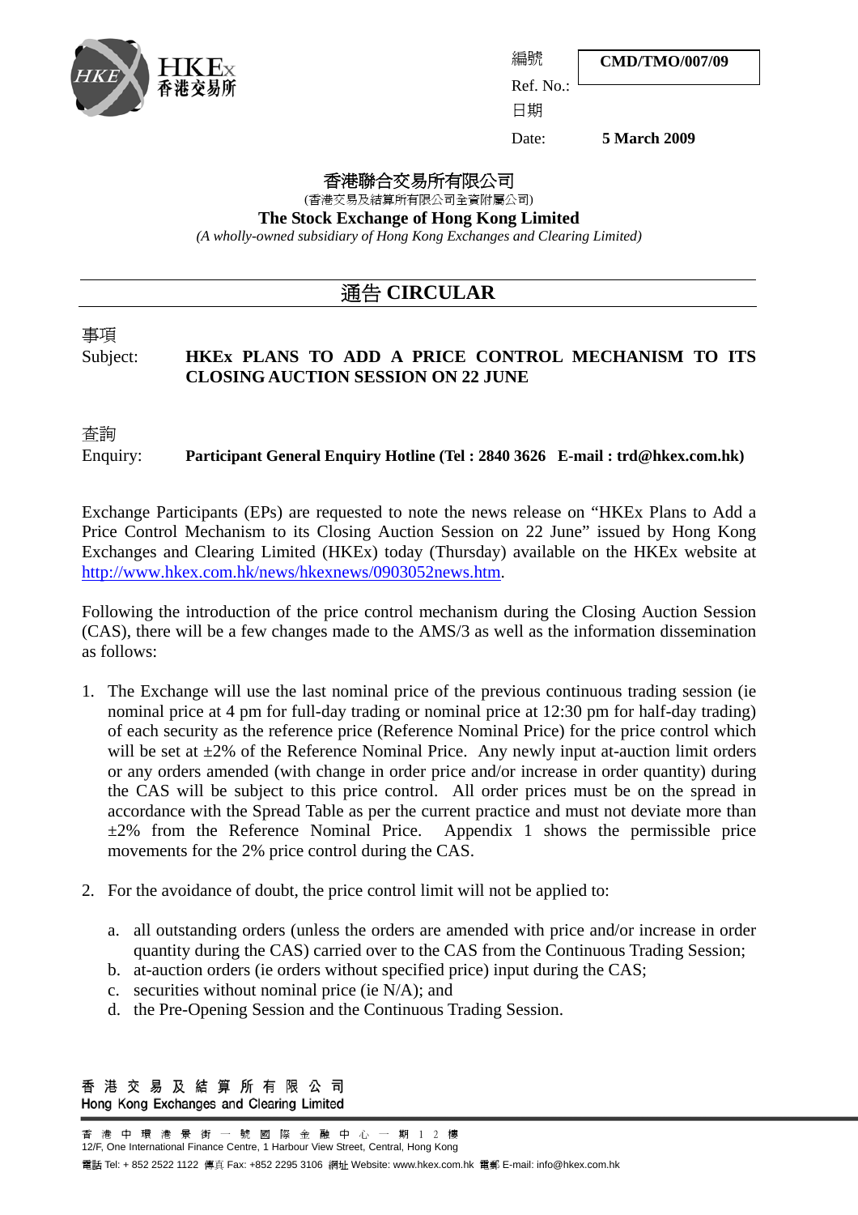HKEx 香港交易所

編號 Ref. No.: **CMD/TMO/007/09**

日期 Date: **5 March 2009**

香港聯合交易所有限公司
(香港交易及結算所有限公司全資附屬公司)

**The Stock Exchange of Hong Kong Limited**

*(A wholly-owned subsidiary of Hong Kong Exchanges and Clearing Limited)*

# 通告 CIRCULAR

事項
Subject: **HKEx PLANS TO ADD A PRICE CONTROL MECHANISM TO ITS CLOSING AUCTION SESSION ON 22 JUNE**

查詢
Enquiry: **Participant General Enquiry Hotline (Tel : 2840 3626 E-mail : trd@hkex.com.hk)**

Exchange Participants (EPs) are requested to note the news release on "HKEx Plans to Add a Price Control Mechanism to its Closing Auction Session on 22 June" issued by Hong Kong Exchanges and Clearing Limited (HKEx) today (Thursday) available on the HKEx website at http://www.hkex.com.hk/news/hkexnews/0903052news.htm.

Following the introduction of the price control mechanism during the Closing Auction Session (CAS), there will be a few changes made to the AMS/3 as well as the information dissemination as follows:

1. The Exchange will use the last nominal price of the previous continuous trading session (ie nominal price at 4 pm for full-day trading or nominal price at 12:30 pm for half-day trading) of each security as the reference price (Reference Nominal Price) for the price control which will be set at ±2% of the Reference Nominal Price. Any newly input at-auction limit orders or any orders amended (with change in order price and/or increase in order quantity) during the CAS will be subject to this price control. All order prices must be on the spread in accordance with the Spread Table as per the current practice and must not deviate more than ±2% from the Reference Nominal Price. Appendix 1 shows the permissible price movements for the 2% price control during the CAS.

2. For the avoidance of doubt, the price control limit will not be applied to:

   a. all outstanding orders (unless the orders are amended with price and/or increase in order quantity during the CAS) carried over to the CAS from the Continuous Trading Session;
   b. at-auction orders (ie orders without specified price) input during the CAS;
   c. securities without nominal price (ie N/A); and
   d. the Pre-Opening Session and the Continuous Trading Session.

香港交易及結算所有限公司
Hong Kong Exchanges and Clearing Limited

香港中環港景街一號國際金融中心一期12樓
12/F, One International Finance Centre, 1 Harbour View Street, Central, Hong Kong

電話 Tel: + 852 2522 1122 傳真 Fax: +852 2295 3106 網址 Website: www.hkex.com.hk 電郵 E-mail: info@hkex.com.hk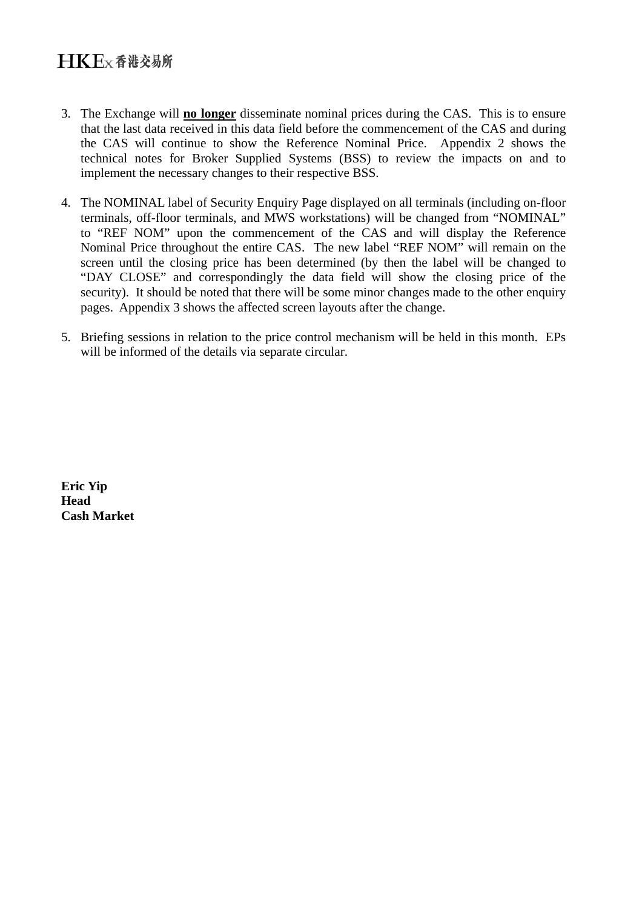3. The Exchange will **no longer** disseminate nominal prices during the CAS. This is to ensure that the last data received in this data field before the commencement of the CAS and during the CAS will continue to show the Reference Nominal Price. Appendix 2 shows the technical notes for Broker Supplied Systems (BSS) to review the impacts on and to implement the necessary changes to their respective BSS.

4. The NOMINAL label of Security Enquiry Page displayed on all terminals (including on-floor terminals, off-floor terminals, and MWS workstations) will be changed from "NOMINAL" to "REF NOM" upon the commencement of the CAS and will display the Reference Nominal Price throughout the entire CAS. The new label "REF NOM" will remain on the screen until the closing price has been determined (by then the label will be changed to "DAY CLOSE" and correspondingly the data field will show the closing price of the security). It should be noted that there will be some minor changes made to the other enquiry pages. Appendix 3 shows the affected screen layouts after the change.

5. Briefing sessions in relation to the price control mechanism will be held in this month. EPs will be informed of the details via separate circular.

**Eric Yip**
**Head**
**Cash Market**